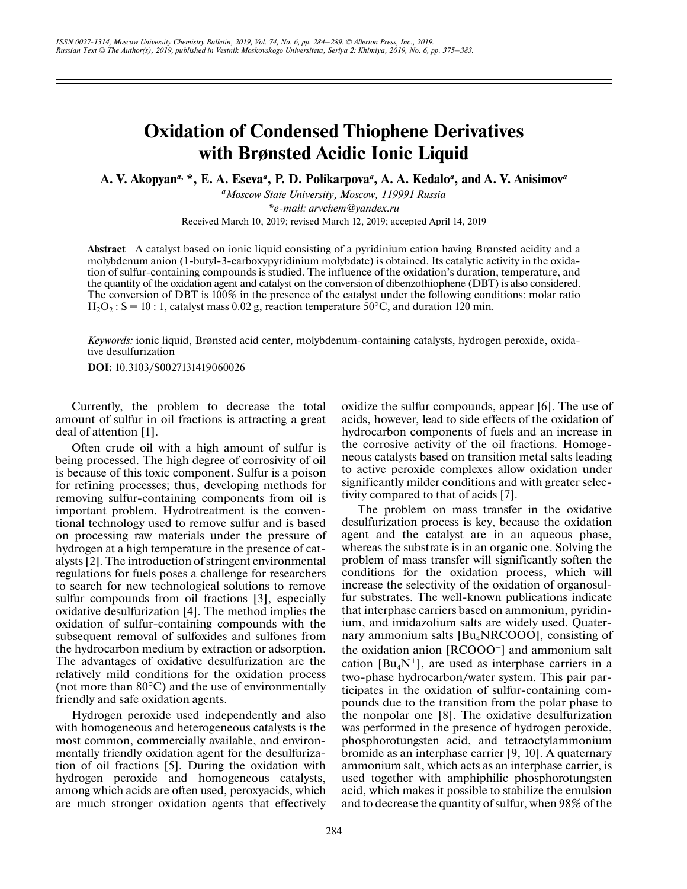# Oxidation of Condensed Thiophene Derivatives with Brønsted Acidic Ionic Liquid

**A. V. Akopyan[a, *], E. A. Eseva[a], P. D. Polikarpova[a], A. A. Kedalo[a], and A. V. Anisimov[a]**

[a]*Moscow State University, Moscow, 119991 Russia*

*\*e-mail: arvchem@yandex.ru*

Received March 10, 2019; revised March 12, 2019; accepted April 14, 2019

**Abstract**—A catalyst based on ionic liquid consisting of a pyridinium cation having Brønsted acidity and a molybdenum anion (1-butyl-3-carboxypyridinium molybdate) is obtained. Its catalytic activity in the oxidation of sulfur-containing compounds is studied. The influence of the oxidation's duration, temperature, and the quantity of the oxidation agent and catalyst on the conversion of dibenzothiophene (DBT) is also considered. The conversion of DBT is 100% in the presence of the catalyst under the following conditions: molar ratio $H_2O_2 : S = 10 : 1$, catalyst mass 0.02 g, reaction temperature 50°C, and duration 120 min.

*Keywords:* ionic liquid, Brønsted acid center, molybdenum-containing catalysts, hydrogen peroxide, oxidative desulfurization

**DOI:** 10.3103/S0027131419060026

Currently, the problem to decrease the total amount of sulfur in oil fractions is attracting a great deal of attention [1].

Often crude oil with a high amount of sulfur is being processed. The high degree of corrosivity of oil is because of this toxic component. Sulfur is a poison for refining processes; thus, developing methods for removing sulfur-containing components from oil is important problem. Hydrotreatment is the conventional technology used to remove sulfur and is based on processing raw materials under the pressure of hydrogen at a high temperature in the presence of catalysts [2]. The introduction of stringent environmental regulations for fuels poses a challenge for researchers to search for new technological solutions to remove sulfur compounds from oil fractions [3], especially oxidative desulfurization [4]. The method implies the oxidation of sulfur-containing compounds with the subsequent removal of sulfoxides and sulfones from the hydrocarbon medium by extraction or adsorption. The advantages of oxidative desulfurization are the relatively mild conditions for the oxidation process (not more than 80°C) and the use of environmentally friendly and safe oxidation agents.

Hydrogen peroxide used independently and also with homogeneous and heterogeneous catalysts is the most common, commercially available, and environmentally friendly oxidation agent for the desulfurization of oil fractions [5]. During the oxidation with hydrogen peroxide and homogeneous catalysts, among which acids are often used, peroxyacids, which are much stronger oxidation agents that effectively oxidize the sulfur compounds, appear [6]. The use of acids, however, lead to side effects of the oxidation of hydrocarbon components of fuels and an increase in the corrosive activity of the oil fractions. Homogeneous catalysts based on transition metal salts leading to active peroxide complexes allow oxidation under significantly milder conditions and with greater selectivity compared to that of acids [7].

The problem on mass transfer in the oxidative desulfurization process is key, because the oxidation agent and the catalyst are in an aqueous phase, whereas the substrate is in an organic one. Solving the problem of mass transfer will significantly soften the conditions for the oxidation process, which will increase the selectivity of the oxidation of organosulfur substrates. The well-known publications indicate that interphase carriers based on ammonium, pyridinium, and imidazolium salts are widely used. Quaternary ammonium salts [$Bu_4NRCOOO$], consisting of the oxidation anion [$RCOOO^-$] and ammonium salt cation [$Bu_4N^+$], are used as interphase carriers in a two-phase hydrocarbon/water system. This pair participates in the oxidation of sulfur-containing compounds due to the transition from the polar phase to the nonpolar one [8]. The oxidative desulfurization was performed in the presence of hydrogen peroxide, phosphorotungsten acid, and tetraoctylammonium bromide as an interphase carrier [9, 10]. A quaternary ammonium salt, which acts as an interphase carrier, is used together with amphiphilic phosphorotungsten acid, which makes it possible to stabilize the emulsion and to decrease the quantity of sulfur, when 98% of the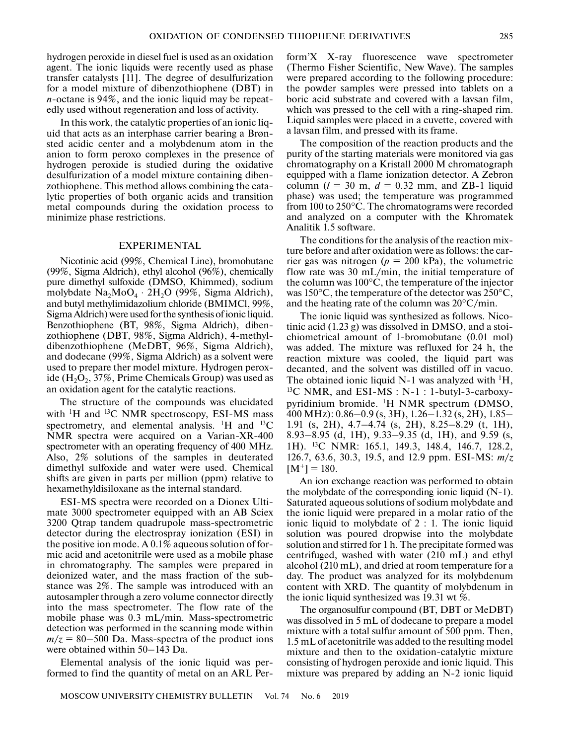hydrogen peroxide in diesel fuel is used as an oxidation agent. The ionic liquids were recently used as phase transfer catalysts [11]. The degree of desulfurization for a model mixture of dibenzothiophene (DBT) in *n*-octane is 94%, and the ionic liquid may be repeatedly used without regeneration and loss of activity.

In this work, the catalytic properties of an ionic liquid that acts as an interphase carrier bearing a Brønsted acidic center and a molybdenum atom in the anion to form peroxo complexes in the presence of hydrogen peroxide is studied during the oxidative desulfurization of a model mixture containing dibenzothiophene. This method allows combining the catalytic properties of both organic acids and transition metal compounds during the oxidation process to minimize phase restrictions.

## EXPERIMENTAL

Nicotinic acid (99%, Chemical Line), bromobutane (99%, Sigma Aldrich), ethyl alcohol (96%), chemically pure dimethyl sulfoxide (DMSO, Khimmed), sodium molybdate $Na_2MoO_4 \cdot 2H_2O$ (99%, Sigma Aldrich), and butyl methylimidazolium chloride (BMIMCl, 99%, Sigma Aldrich) were used for the synthesis of ionic liquid. Benzothiophene (BT, 98%, Sigma Aldrich), dibenzothiophene (DBT, 98%, Sigma Aldrich), 4-methyldibenzothiophene (MeDBT, 96%, Sigma Aldrich), and dodecane (99%, Sigma Aldrich) as a solvent were used to prepare ther model mixture. Hydrogen peroxide ($H_2O_2$, 37%, Prime Chemicals Group) was used as an oxidation agent for the catalytic reactions.

The structure of the compounds was elucidated with $^1H$ and $^{13}C$ NMR spectroscopy, ESI-MS mass spectrometry, and elemental analysis. $^1H$ and $^{13}C$ NMR spectra were acquired on a Varian-XR-400 spectrometer with an operating frequency of 400 MHz. Also, 2% solutions of the samples in deuterated dimethyl sulfoxide and water were used. Chemical shifts are given in parts per million (ppm) relative to hexamethyldisiloxane as the internal standard.

ESI-MS spectra were recorded on a Dionex Ultimate 3000 spectrometer equipped with an AB Sciex 3200 Qtrap tandem quadrupole mass-spectrometric detector during the electrospray ionization (ESI) in the positive ion mode. A 0.1% aqueous solution of formic acid and acetonitrile were used as a mobile phase in chromatography. The samples were prepared in deionized water, and the mass fraction of the substance was 2%. The sample was introduced with an autosampler through a zero volume connector directly into the mass spectrometer. The flow rate of the mobile phase was 0.3 mL/min. Mass-spectrometric detection was performed in the scanning mode within $m/z$ = 80–500 Da. Mass-spectra of the product ions were obtained within 50–143 Da.

Elemental analysis of the ionic liquid was performed to find the quantity of metal on an ARL Perform'X X-ray fluorescence wave spectrometer (Thermo Fisher Scientific, New Wave). The samples were prepared according to the following procedure: the powder samples were pressed into tablets on a boric acid substrate and covered with a lavsan film, which was pressed to the cell with a ring-shaped rim. Liquid samples were placed in a cuvette, covered with a lavsan film, and pressed with its frame.

The composition of the reaction products and the purity of the starting materials were monitored via gas chromatography on a Kristall 2000 M chromatograph equipped with a flame ionization detector. A Zebron column ($l$ = 30 m, $d$ = 0.32 mm, and ZB-1 liquid phase) was used; the temperature was programmed from 100 to 250°C. The chromatograms were recorded and analyzed on a computer with the Khromatek Analitik 1.5 software.

The conditions for the analysis of the reaction mixture before and after oxidation were as follows: the carrier gas was nitrogen ($p$ = 200 kPa), the volumetric flow rate was 30 mL/min, the initial temperature of the column was 100°C, the temperature of the injector was 150°C, the temperature of the detector was 250°C, and the heating rate of the column was 20°C/min.

The ionic liquid was synthesized as follows. Nicotinic acid (1.23 g) was dissolved in DMSO, and a stoichiometrical amount of 1-bromobutane (0.01 mol) was added. The mixture was refluxed for 24 h, the reaction mixture was cooled, the liquid part was decanted, and the solvent was distilled off in vacuo. The obtained ionic liquid N-1 was analyzed with $^1H$, $^{13}C$ NMR, and ESI-MS : N-1 : 1-butyl-3-carboxypyridinium bromide. $^1H$ NMR spectrum (DMSO, 400 MHz): 0.86–0.9 (s, 3H), 1.26–1.32 (s, 2H), 1.85–1.91 (s, 2H), 4.7–4.74 (s, 2H), 8.25–8.29 (t, 1H), 8.93–8.95 (d, 1H), 9.33–9.35 (d, 1H), and 9.59 (s, 1H). $^{13}C$ NMR: 165.1, 149.3, 148.4, 146.7, 128.2, 126.7, 63.6, 30.3, 19.5, and 12.9 ppm. ESI-MS: $m/z$ $[M^+]$ = 180.

An ion exchange reaction was performed to obtain the molybdate of the corresponding ionic liquid (N-1). Saturated aqueous solutions of sodium molybdate and the ionic liquid were prepared in a molar ratio of the ionic liquid to molybdate of 2 : 1. The ionic liquid solution was poured dropwise into the molybdate solution and stirred for 1 h. The precipitate formed was centrifuged, washed with water (210 mL) and ethyl alcohol (210 mL), and dried at room temperature for a day. The product was analyzed for its molybdenum content with XRD. The quantity of molybdenum in the ionic liquid synthesized was 19.31 wt %.

The organosulfur compound (BT, DBT or MeDBT) was dissolved in 5 mL of dodecane to prepare a model mixture with a total sulfur amount of 500 ppm. Then, 1.5 mL of acetonitrile was added to the resulting model mixture and then to the oxidation-catalytic mixture consisting of hydrogen peroxide and ionic liquid. This mixture was prepared by adding an N-2 ionic liquid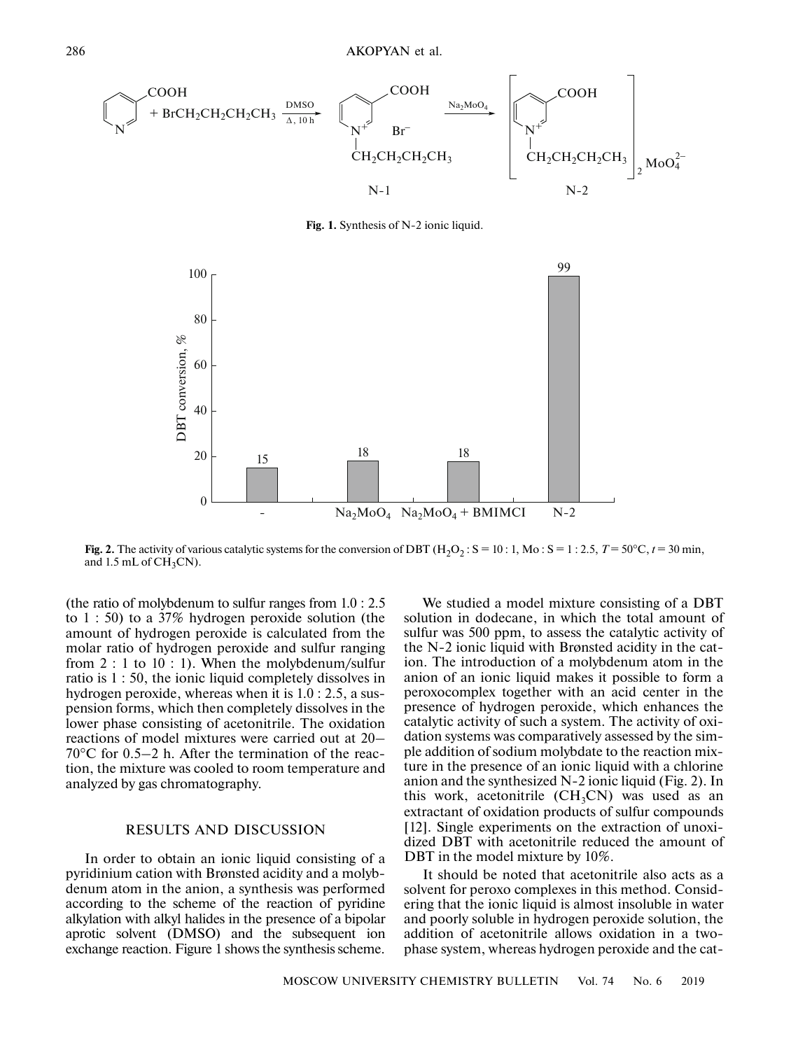**Fig. 1.** Synthesis of N-2 ionic liquid.

**Fig. 2.** The activity of various catalytic systems for the conversion of DBT ($H_2O_2$ : S = 10 : 1, Mo : S = 1 : 2.5, $T = 50°C$, $t = 30$ min, and 1.5 mL of $CH_3CN$).

(the ratio of molybdenum to sulfur ranges from 1.0 : 2.5 to 1 : 50) to a 37% hydrogen peroxide solution (the amount of hydrogen peroxide is calculated from the molar ratio of hydrogen peroxide and sulfur ranging from 2 : 1 to 10 : 1). When the molybdenum/sulfur ratio is 1 : 50, the ionic liquid completely dissolves in hydrogen peroxide, whereas when it is 1.0 : 2.5, a suspension forms, which then completely dissolves in the lower phase consisting of acetonitrile. The oxidation reactions of model mixtures were carried out at 20–70°C for 0.5–2 h. After the termination of the reaction, the mixture was cooled to room temperature and analyzed by gas chromatography.

## RESULTS AND DISCUSSION

In order to obtain an ionic liquid consisting of a pyridinium cation with Brønsted acidity and a molybdenum atom in the anion, a synthesis was performed according to the scheme of the reaction of pyridine alkylation with alkyl halides in the presence of a bipolar aprotic solvent (DMSO) and the subsequent ion exchange reaction. Figure 1 shows the synthesis scheme.

We studied a model mixture consisting of a DBT solution in dodecane, in which the total amount of sulfur was 500 ppm, to assess the catalytic activity of the N-2 ionic liquid with Brønsted acidity in the cation. The introduction of a molybdenum atom in the anion of an ionic liquid makes it possible to form a peroxocomplex together with an acid center in the presence of hydrogen peroxide, which enhances the catalytic activity of such a system. The activity of oxidation systems was comparatively assessed by the simple addition of sodium molybdate to the reaction mixture in the presence of an ionic liquid with a chlorine anion and the synthesized N-2 ionic liquid (Fig. 2). In this work, acetonitrile ($CH_3CN$) was used as an extractant of oxidation products of sulfur compounds [12]. Single experiments on the extraction of unoxidized DBT with acetonitrile reduced the amount of DBT in the model mixture by 10%.

It should be noted that acetonitrile also acts as a solvent for peroxo complexes in this method. Considering that the ionic liquid is almost insoluble in water and poorly soluble in hydrogen peroxide solution, the addition of acetonitrile allows oxidation in a two-phase system, whereas hydrogen peroxide and the cat-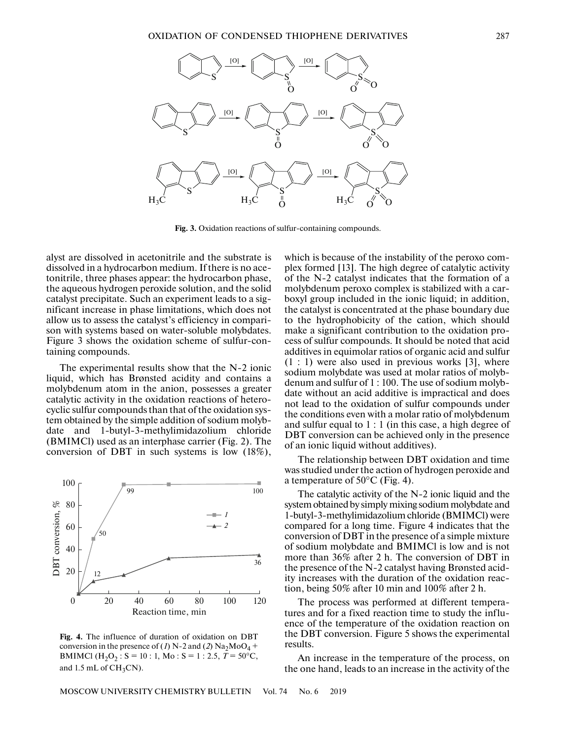**Fig. 3.** Oxidation reactions of sulfur-containing compounds.

alyst are dissolved in acetonitrile and the substrate is dissolved in a hydrocarbon medium. If there is no acetonitrile, three phases appear: the hydrocarbon phase, the aqueous hydrogen peroxide solution, and the solid catalyst precipitate. Such an experiment leads to a significant increase in phase limitations, which does not allow us to assess the catalyst's efficiency in comparison with systems based on water-soluble molybdates. Figure 3 shows the oxidation scheme of sulfur-containing compounds.

The experimental results show that the N-2 ionic liquid, which has Brønsted acidity and contains a molybdenum atom in the anion, possesses a greater catalytic activity in the oxidation reactions of heterocyclic sulfur compounds than that of the oxidation system obtained by the simple addition of sodium molybdate and 1-butyl-3-methylimidazolium chloride (BMIMCl) used as an interphase carrier (Fig. 2). The conversion of DBT in such systems is low (18%),

**Fig. 4.** The influence of duration of oxidation on DBT conversion in the presence of (*1*) N-2 and (*2*) $Na_2MoO_4$ + BMIMCl ($H_2O_2$ : S = 10 : 1, Mo : S = 1 : 2.5, $T$ = 50°C, and 1.5 mL of $CH_3CN$).

which is because of the instability of the peroxo complex formed [13]. The high degree of catalytic activity of the N-2 catalyst indicates that the formation of a molybdenum peroxo complex is stabilized with a carboxyl group included in the ionic liquid; in addition, the catalyst is concentrated at the phase boundary due to the hydrophobicity of the cation, which should make a significant contribution to the oxidation process of sulfur compounds. It should be noted that acid additives in equimolar ratios of organic acid and sulfur (1 : 1) were also used in previous works [3], where sodium molybdate was used at molar ratios of molybdenum and sulfur of 1 : 100. The use of sodium molybdate without an acid additive is impractical and does not lead to the oxidation of sulfur compounds under the conditions even with a molar ratio of molybdenum and sulfur equal to 1 : 1 (in this case, a high degree of DBT conversion can be achieved only in the presence of an ionic liquid without additives).

The relationship between DBT oxidation and time was studied under the action of hydrogen peroxide and a temperature of 50°C (Fig. 4).

The catalytic activity of the N-2 ionic liquid and the system obtained by simply mixing sodium molybdate and 1-butyl-3-methylimidazolium chloride (BMIMCl) were compared for a long time. Figure 4 indicates that the conversion of DBT in the presence of a simple mixture of sodium molybdate and BMIMCl is low and is not more than 36% after 2 h. The conversion of DBT in the presence of the N-2 catalyst having Brønsted acidity increases with the duration of the oxidation reaction, being 50% after 10 min and 100% after 2 h.

The process was performed at different temperatures and for a fixed reaction time to study the influence of the temperature of the oxidation reaction on the DBT conversion. Figure 5 shows the experimental results.

An increase in the temperature of the process, on the one hand, leads to an increase in the activity of the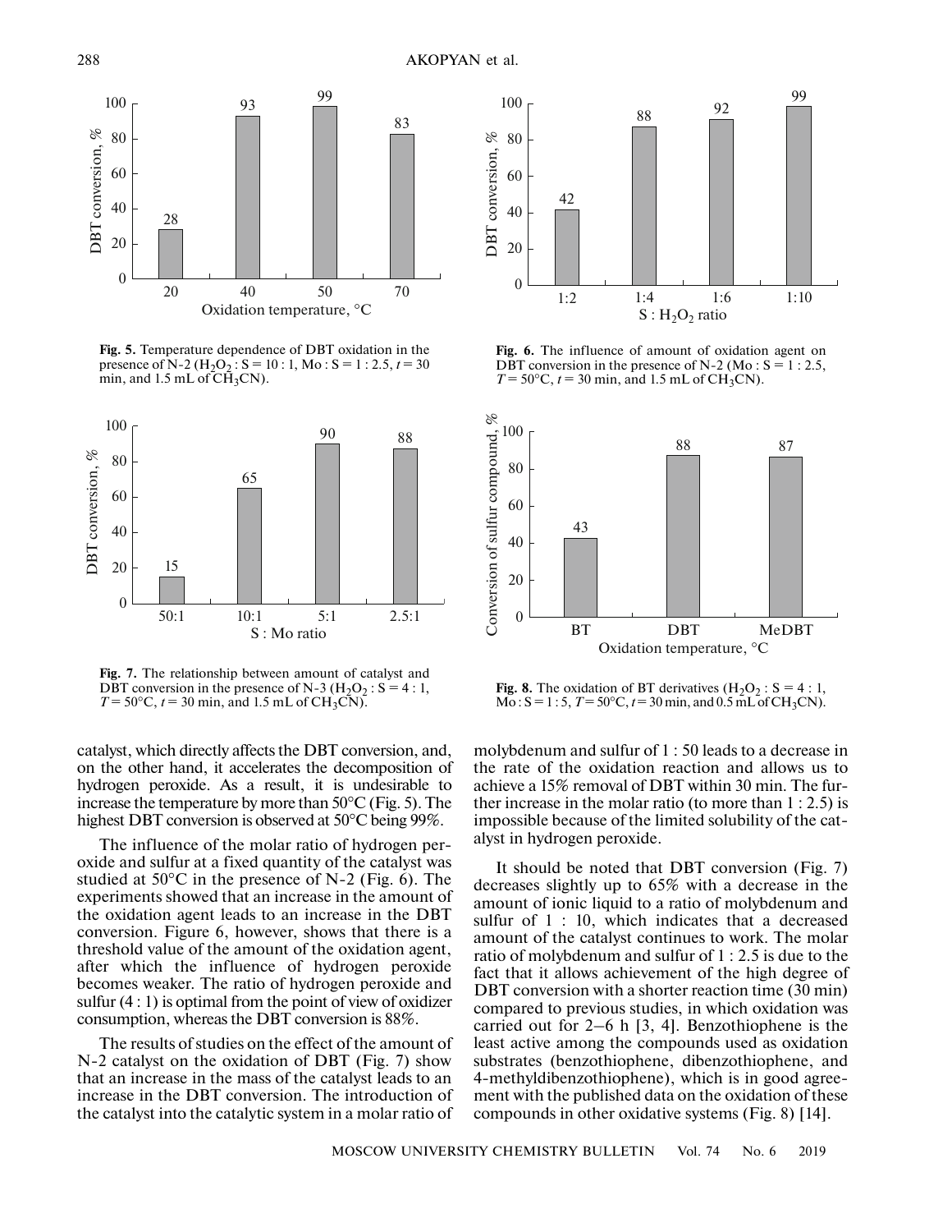Fig. 5. Temperature dependence of DBT oxidation in the presence of N-2 ($H_2O_2$ : S = 10 : 1, Mo : S = 1 : 2.5, $t$ = 30 min, and 1.5 mL of $CH_3CN$).

Fig. 6. The influence of amount of oxidation agent on DBT conversion in the presence of N-2 (Mo : S = 1 : 2.5, $T$ = 50°C, $t$ = 30 min, and 1.5 mL of $CH_3CN$).

Fig. 7. The relationship between amount of catalyst and DBT conversion in the presence of N-3 ($H_2O_2$ : S = 4 : 1, $T$ = 50°C, $t$ = 30 min, and 1.5 mL of $CH_3CN$).

Fig. 8. The oxidation of BT derivatives ($H_2O_2$ : S = 4 : 1, Mo : S = 1 : 5, $T$ = 50°C, $t$ = 30 min, and 0.5 mL of $CH_3CN$).

catalyst, which directly affects the DBT conversion, and, on the other hand, it accelerates the decomposition of hydrogen peroxide. As a result, it is undesirable to increase the temperature by more than 50°C (Fig. 5). The highest DBT conversion is observed at 50°C being 99%.

The influence of the molar ratio of hydrogen peroxide and sulfur at a fixed quantity of the catalyst was studied at 50°C in the presence of N-2 (Fig. 6). The experiments showed that an increase in the amount of the oxidation agent leads to an increase in the DBT conversion. Figure 6, however, shows that there is a threshold value of the amount of the oxidation agent, after which the influence of hydrogen peroxide becomes weaker. The ratio of hydrogen peroxide and sulfur (4 : 1) is optimal from the point of view of oxidizer consumption, whereas the DBT conversion is 88%.

The results of studies on the effect of the amount of N-2 catalyst on the oxidation of DBT (Fig. 7) show that an increase in the mass of the catalyst leads to an increase in the DBT conversion. The introduction of the catalyst into the catalytic system in a molar ratio of molybdenum and sulfur of 1 : 50 leads to a decrease in the rate of the oxidation reaction and allows us to achieve a 15% removal of DBT within 30 min. The further increase in the molar ratio (to more than 1 : 2.5) is impossible because of the limited solubility of the catalyst in hydrogen peroxide.

It should be noted that DBT conversion (Fig. 7) decreases slightly up to 65% with a decrease in the amount of ionic liquid to a ratio of molybdenum and sulfur of 1 : 10, which indicates that a decreased amount of the catalyst continues to work. The molar ratio of molybdenum and sulfur of 1 : 2.5 is due to the fact that it allows achievement of the high degree of DBT conversion with a shorter reaction time (30 min) compared to previous studies, in which oxidation was carried out for 2–6 h [3, 4]. Benzothiophene is the least active among the compounds used as oxidation substrates (benzothiophene, dibenzothiophene, and 4-methyldibenzothiophene), which is in good agreement with the published data on the oxidation of these compounds in other oxidative systems (Fig. 8) [14].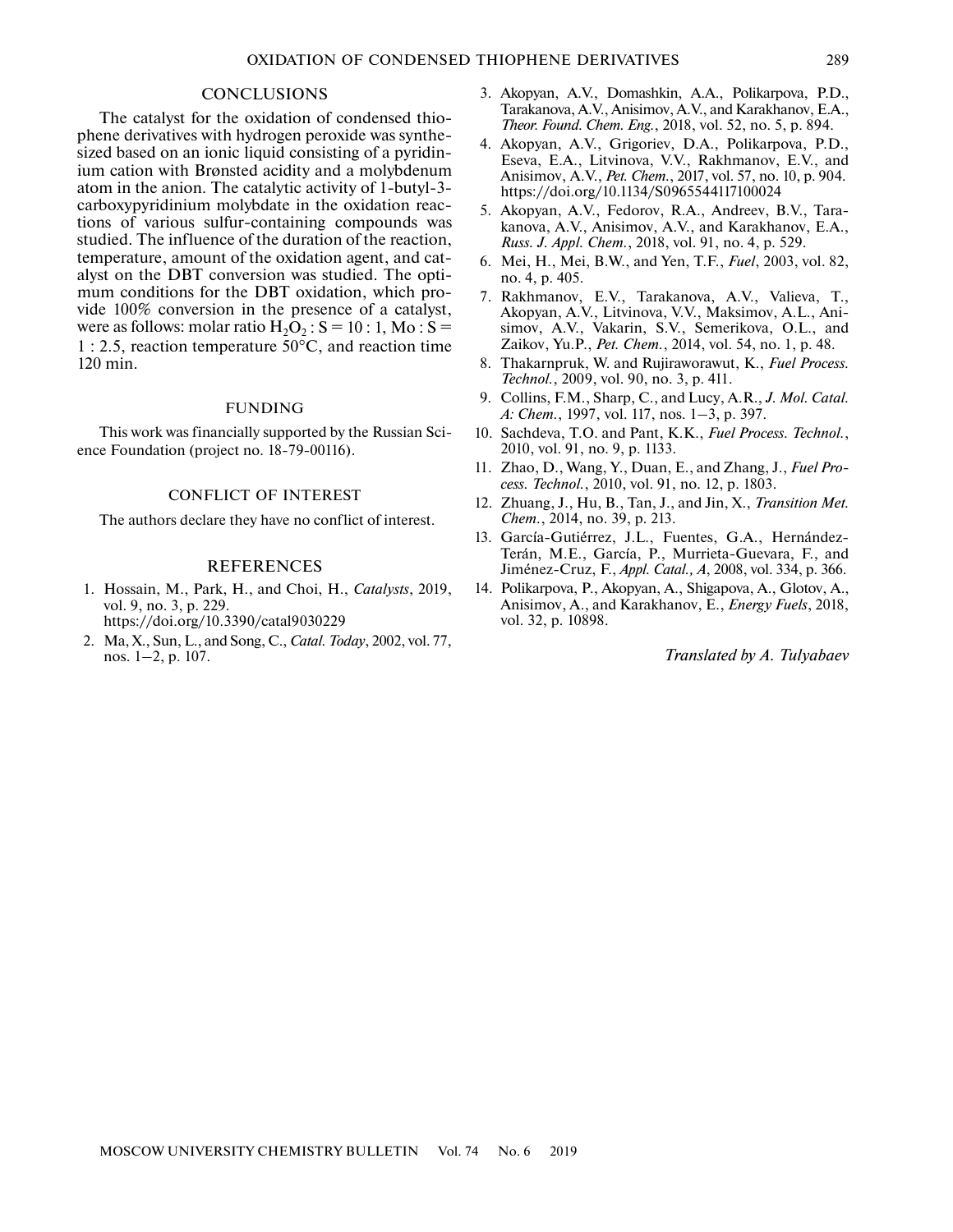## CONCLUSIONS

The catalyst for the oxidation of condensed thiophene derivatives with hydrogen peroxide was synthesized based on an ionic liquid consisting of a pyridinium cation with Brønsted acidity and a molybdenum atom in the anion. The catalytic activity of 1-butyl-3-carboxypyridinium molybdate in the oxidation reactions of various sulfur-containing compounds was studied. The influence of the duration of the reaction, temperature, amount of the oxidation agent, and catalyst on the DBT conversion was studied. The optimum conditions for the DBT oxidation, which provide 100% conversion in the presence of a catalyst, were as follows: molar ratio $H_2O_2 : S = 10 : 1$, Mo : S = 1 : 2.5, reaction temperature 50°C, and reaction time 120 min.

## FUNDING

This work was financially supported by the Russian Science Foundation (project no. 18-79-00116).

## CONFLICT OF INTEREST

The authors declare they have no conflict of interest.

## REFERENCES

1. Hossain, M., Park, H., and Choi, H., *Catalysts*, 2019, vol. 9, no. 3, p. 229. https://doi.org/10.3390/catal9030229
2. Ma, X., Sun, L., and Song, C., *Catal. Today*, 2002, vol. 77, nos. 1–2, p. 107.
3. Akopyan, A.V., Domashkin, A.A., Polikarpova, P.D., Tarakanova, A.V., Anisimov, A.V., and Karakhanov, E.A., *Theor. Found. Chem. Eng.*, 2018, vol. 52, no. 5, p. 894.
4. Akopyan, A.V., Grigoriev, D.A., Polikarpova, P.D., Eseva, E.A., Litvinova, V.V., Rakhmanov, E.V., and Anisimov, A.V., *Pet. Chem.*, 2017, vol. 57, no. 10, p. 904. https://doi.org/10.1134/S0965544117100024
5. Akopyan, A.V., Fedorov, R.A., Andreev, B.V., Tarakanova, A.V., Anisimov, A.V., and Karakhanov, E.A., *Russ. J. Appl. Chem.*, 2018, vol. 91, no. 4, p. 529.
6. Mei, H., Mei, B.W., and Yen, T.F., *Fuel*, 2003, vol. 82, no. 4, p. 405.
7. Rakhmanov, E.V., Tarakanova, A.V., Valieva, T., Akopyan, A.V., Litvinova, V.V., Maksimov, A.L., Anisimov, A.V., Vakarin, S.V., Semerikova, O.L., and Zaikov, Yu.P., *Pet. Chem.*, 2014, vol. 54, no. 1, p. 48.
8. Thakarnpruk, W. and Rujiraworawut, K., *Fuel Process. Technol.*, 2009, vol. 90, no. 3, p. 411.
9. Collins, F.M., Sharp, C., and Lucy, A.R., *J. Mol. Catal. A: Chem.*, 1997, vol. 117, nos. 1–3, p. 397.
10. Sachdeva, T.O. and Pant, K.K., *Fuel Process. Technol.*, 2010, vol. 91, no. 9, p. 1133.
11. Zhao, D., Wang, Y., Duan, E., and Zhang, J., *Fuel Process. Technol.*, 2010, vol. 91, no. 12, p. 1803.
12. Zhuang, J., Hu, B., Tan, J., and Jin, X., *Transition Met. Chem.*, 2014, no. 39, p. 213.
13. García-Gutiérrez, J.L., Fuentes, G.A., Hernández-Terán, M.E., García, P., Murrieta-Guevara, F., and Jiménez-Cruz, F., *Appl. Catal., A*, 2008, vol. 334, p. 366.
14. Polikarpova, P., Akopyan, A., Shigapova, A., Glotov, A., Anisimov, A., and Karakhanov, E., *Energy Fuels*, 2018, vol. 32, p. 10898.

*Translated by A. Tulyabaev*